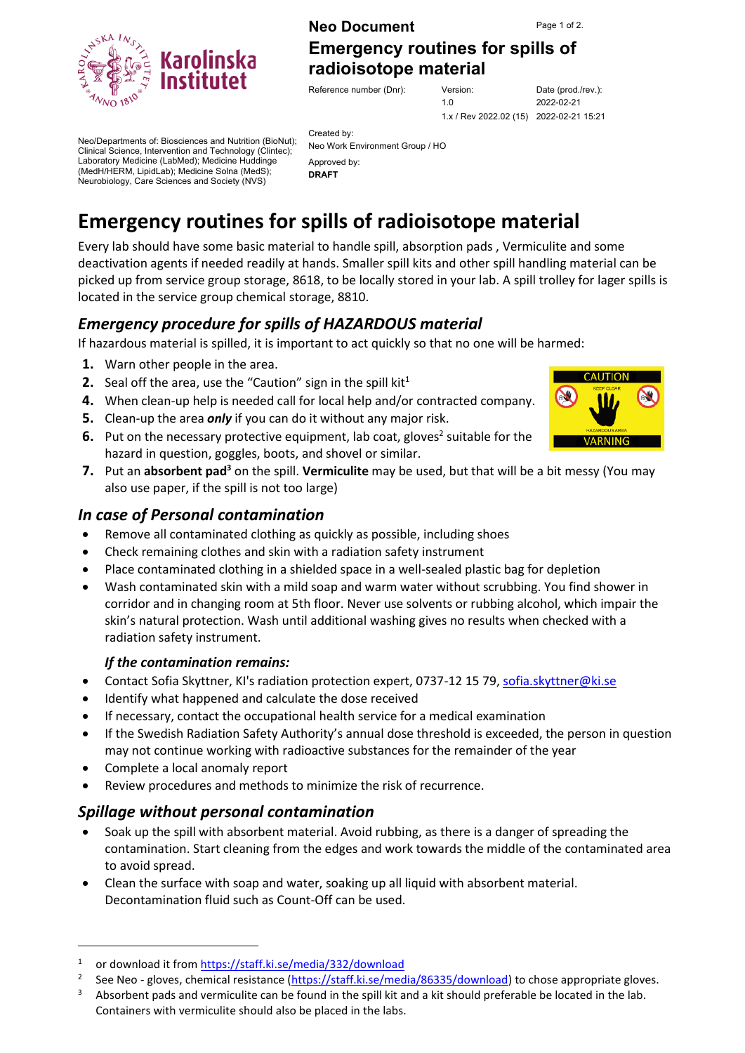Neo/Departments of: Biosciences and Nutrition (BioNut); Clinical Science, Intervention and Technology (Clintec); Laboratory Medicine (LabMed); Medicine Huddinge (MedH/HERM, LipidLab); Medicine Solna (MedS); Neurobiology, Care Sciences and Society (NVS)

**Neo Document**

**Emergency routines for spills of radioisotope material**

| Reference number (Dnr): | Version: | Date (prod./rev.): |
|---|---|---|
| | 1.0 | 2022-02-21 |
| | 1.x / Rev 2022.02 (15) | 2022-02-21 15:21 |

Created by:
Neo Work Environment Group / HO

Approved by:
**DRAFT**

# Emergency routines for spills of radioisotope material

Every lab should have some basic material to handle spill, absorption pads , Vermiculite and some deactivation agents if needed readily at hands. Smaller spill kits and other spill handling material can be picked up from service group storage, 8618, to be locally stored in your lab. A spill trolley for lager spills is located in the service group chemical storage, 8810.

## *Emergency procedure for spills of HAZARDOUS material*

If hazardous material is spilled, it is important to act quickly so that no one will be harmed:

1. Warn other people in the area.
2. Seal off the area, use the "Caution" sign in the spill kit[1]
4. When clean-up help is needed call for local help and/or contracted company.
5. Clean-up the area ***only*** if you can do it without any major risk.
6. Put on the necessary protective equipment, lab coat, gloves[2] suitable for the hazard in question, goggles, boots, and shovel or similar.
7. Put an **absorbent pad[3]** on the spill. **Vermiculite** may be used, but that will be a bit messy (You may also use paper, if the spill is not too large)

CAUTION
KEEP CLEAR
HAZARDOUS AREA
VARNING

## *In case of Personal contamination*

- Remove all contaminated clothing as quickly as possible, including shoes
- Check remaining clothes and skin with a radiation safety instrument
- Place contaminated clothing in a shielded space in a well-sealed plastic bag for depletion
- Wash contaminated skin with a mild soap and warm water without scrubbing. You find shower in corridor and in changing room at 5th floor. Never use solvents or rubbing alcohol, which impair the skin's natural protection. Wash until additional washing gives no results when checked with a radiation safety instrument.

### *If the contamination remains:*

- Contact Sofia Skyttner, KI's radiation protection expert, 0737-12 15 79, sofia.skyttner@ki.se
- Identify what happened and calculate the dose received
- If necessary, contact the occupational health service for a medical examination
- If the Swedish Radiation Safety Authority's annual dose threshold is exceeded, the person in question may not continue working with radioactive substances for the remainder of the year
- Complete a local anomaly report
- Review procedures and methods to minimize the risk of recurrence.

## *Spillage without personal contamination*

- Soak up the spill with absorbent material. Avoid rubbing, as there is a danger of spreading the contamination. Start cleaning from the edges and work towards the middle of the contaminated area to avoid spread.
- Clean the surface with soap and water, soaking up all liquid with absorbent material. Decontamination fluid such as Count-Off can be used.

---

[1] or download it from https://staff.ki.se/media/332/download

[2] See Neo - gloves, chemical resistance (https://staff.ki.se/media/86335/download) to chose appropriate gloves.

[3] Absorbent pads and vermiculite can be found in the spill kit and a kit should preferable be located in the lab. Containers with vermiculite should also be placed in the labs.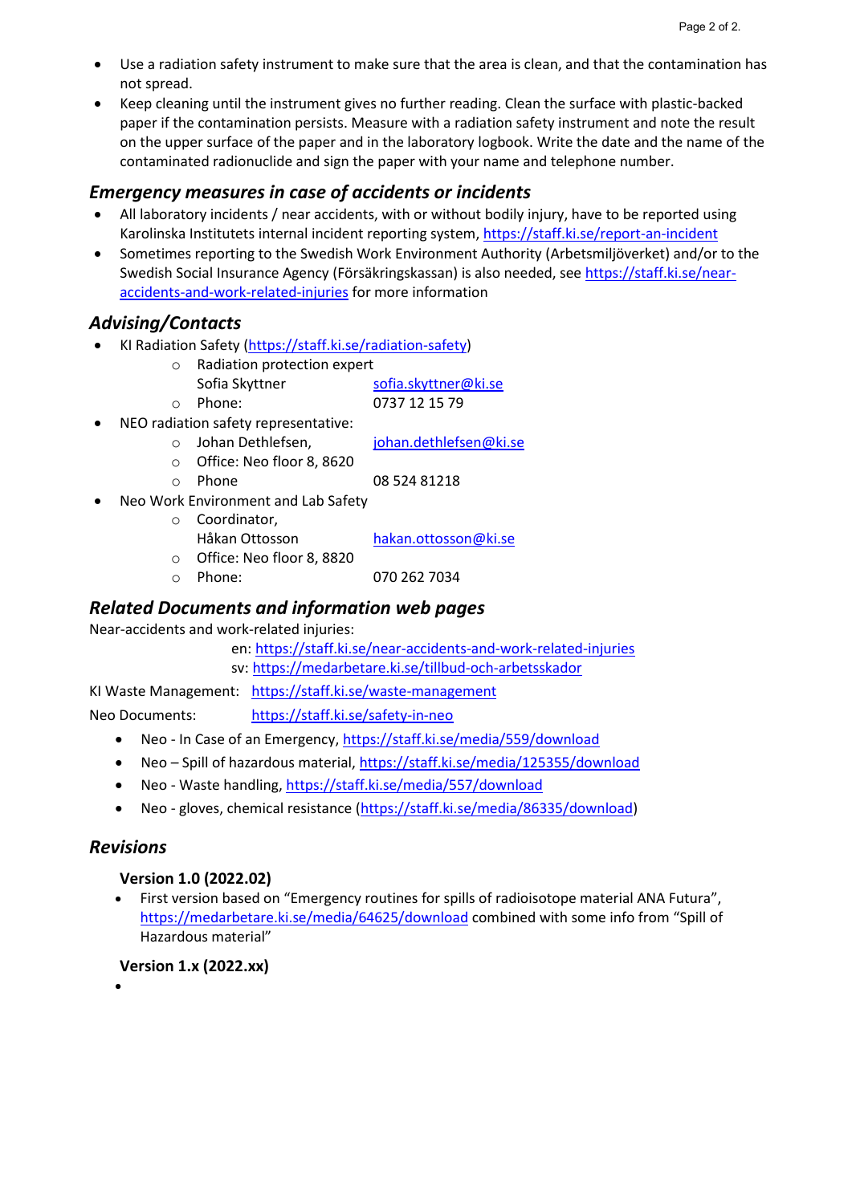- Use a radiation safety instrument to make sure that the area is clean, and that the contamination has not spread.
- Keep cleaning until the instrument gives no further reading. Clean the surface with plastic-backed paper if the contamination persists. Measure with a radiation safety instrument and note the result on the upper surface of the paper and in the laboratory logbook. Write the date and the name of the contaminated radionuclide and sign the paper with your name and telephone number.

## *Emergency measures in case of accidents or incidents*

- All laboratory incidents / near accidents, with or without bodily injury, have to be reported using Karolinska Institutets internal incident reporting system, https://staff.ki.se/report-an-incident
- Sometimes reporting to the Swedish Work Environment Authority (Arbetsmiljöverket) and/or to the Swedish Social Insurance Agency (Försäkringskassan) is also needed, see https://staff.ki.se/near-accidents-and-work-related-injuries for more information

## *Advising/Contacts*

- KI Radiation Safety (https://staff.ki.se/radiation-safety)
  - Radiation protection expert
    Sofia Skyttner    sofia.skyttner@ki.se
  - Phone:    0737 12 15 79
- NEO radiation safety representative:
  - Johan Dethlefsen,    johan.dethlefsen@ki.se
  - Office: Neo floor 8, 8620
  - Phone    08 524 81218
- Neo Work Environment and Lab Safety
  - Coordinator,
    Håkan Ottosson    hakan.ottosson@ki.se
  - Office: Neo floor 8, 8820
  - Phone:    070 262 7034

## *Related Documents and information web pages*

Near-accidents and work-related injuries:

en: https://staff.ki.se/near-accidents-and-work-related-injuries
sv: https://medarbetare.ki.se/tillbud-och-arbetsskador

KI Waste Management: https://staff.ki.se/waste-management

Neo Documents: https://staff.ki.se/safety-in-neo

- Neo - In Case of an Emergency, https://staff.ki.se/media/559/download
- Neo – Spill of hazardous material, https://staff.ki.se/media/125355/download
- Neo - Waste handling, https://staff.ki.se/media/557/download
- Neo - gloves, chemical resistance (https://staff.ki.se/media/86335/download)

## *Revisions*

### Version 1.0 (2022.02)

- First version based on "Emergency routines for spills of radioisotope material ANA Futura", https://medarbetare.ki.se/media/64625/download combined with some info from "Spill of Hazardous material"

### Version 1.x (2022.xx)

-